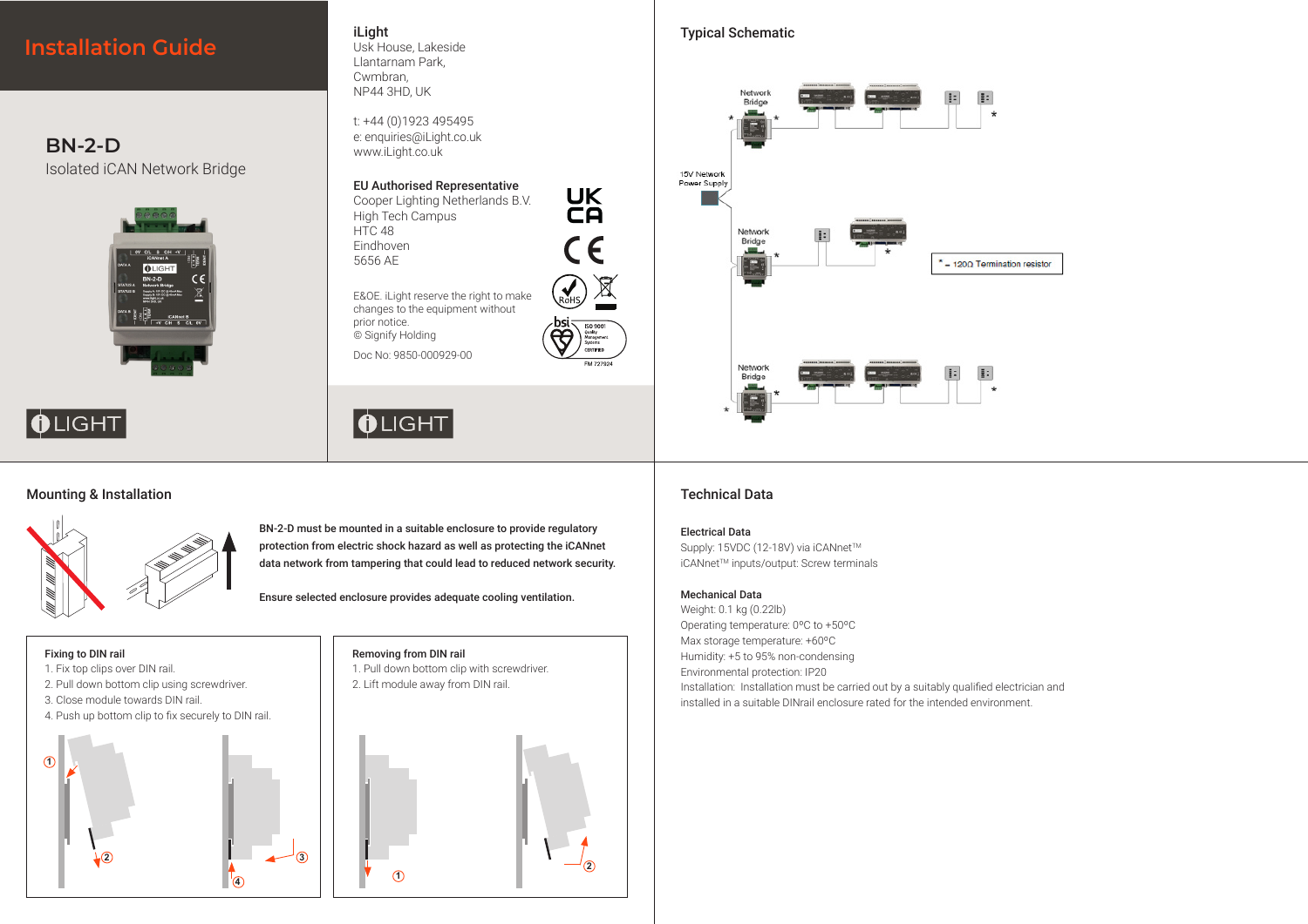# Installation Guide

## BN-2-D

Isolated iCAN Network Bridge

iLIGHT

**iLight**
Usk House, Lakeside
Llantarnam Park,
Cwmbran,
NP44 3HD, UK

t: +44 (0)1923 495495
e: enquiries@iLight.co.uk
www.iLight.co.uk

**EU Authorised Representative**
Cooper Lighting Netherlands B.V.
High Tech Campus
HTC 48
Eindhoven
5656 AE

E&OE. iLight reserve the right to make changes to the equipment without prior notice.
© Signify Holding

Doc No: 9850-000929-00

FM 727924

iLIGHT

## Typical Schematic

Network Bridge

15V Network Power Supply

Network Bridge

* = 120Ω Termination resistor

Network Bridge

## Mounting & Installation

**BN-2-D must be mounted in a suitable enclosure to provide regulatory protection from electric shock hazard as well as protecting the iCANnet data network from tampering that could lead to reduced network security.**

**Ensure selected enclosure provides adequate cooling ventilation.**

### Fixing to DIN rail

1. Fix top clips over DIN rail.
2. Pull down bottom clip using screwdriver.
3. Close module towards DIN rail.
4. Push up bottom clip to fix securely to DIN rail.

### Removing from DIN rail

1. Pull down bottom clip with screwdriver.
2. Lift module away from DIN rail.

## Technical Data

### Electrical Data

Supply: 15VDC (12-18V) via iCANnet™
iCANnet™ inputs/output: Screw terminals

### Mechanical Data

Weight: 0.1 kg (0.22lb)
Operating temperature: 0ºC to +50ºC
Max storage temperature: +60ºC
Humidity: +5 to 95% non-condensing
Environmental protection: IP20
Installation: Installation must be carried out by a suitably qualified electrician and installed in a suitable DINrail enclosure rated for the intended environment.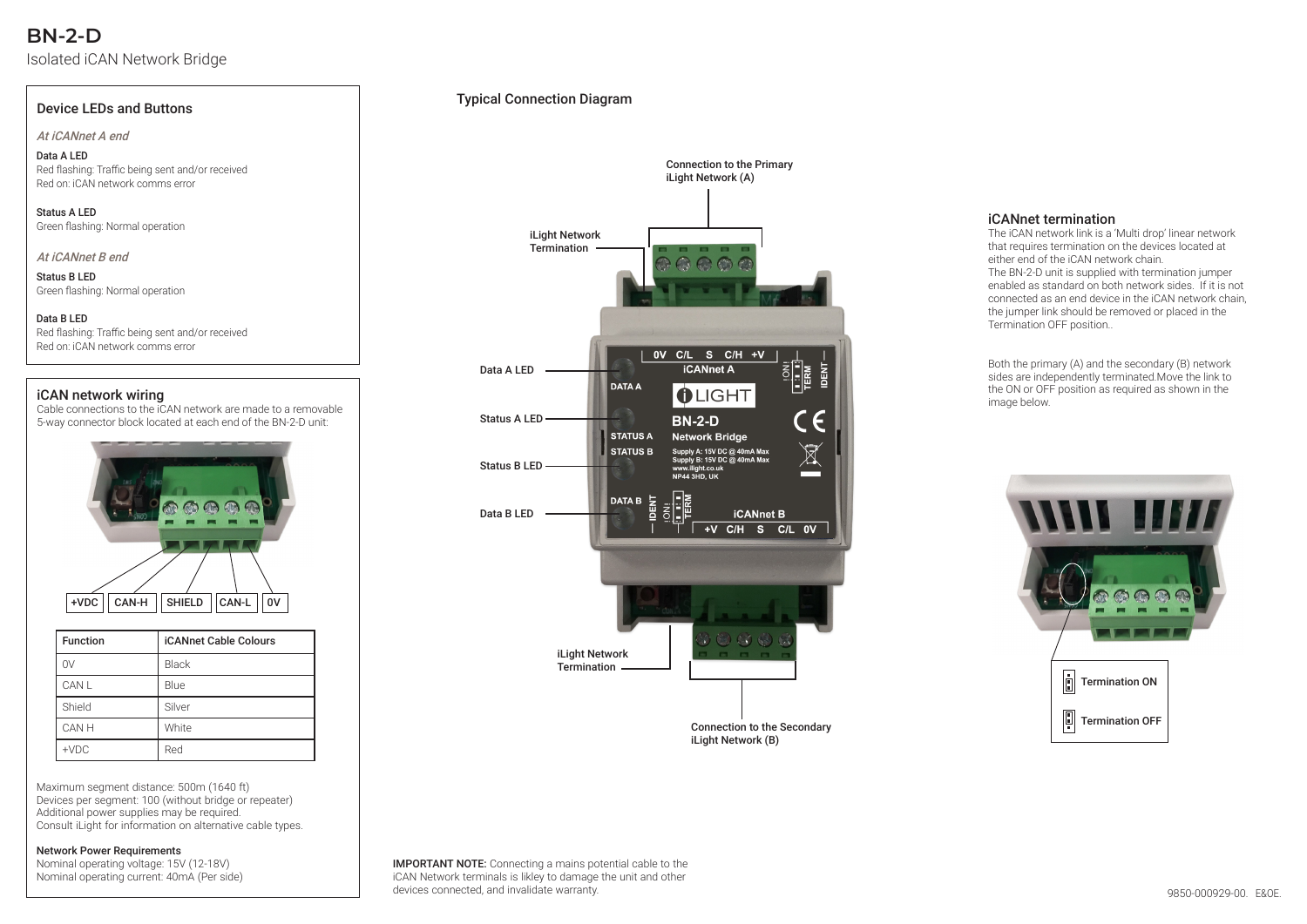# BN-2-D

Isolated iCAN Network Bridge

## Device LEDs and Buttons

*At iCANnet A end*

**Data A LED**
Red flashing: Traffic being sent and/or received
Red on: iCAN network comms error

**Status A LED**
Green flashing: Normal operation

*At iCANnet B end*

**Status B LED**
Green flashing: Normal operation

**Data B LED**
Red flashing: Traffic being sent and/or received
Red on: iCAN network comms error

## iCAN network wiring

Cable connections to the iCAN network are made to a removable 5-way connector block located at each end of the BN-2-D unit:

+VDC CAN-H SHIELD CAN-L 0V

| Function | iCANnet Cable Colours |
|---|---|
| 0V | Black |
| CAN L | Blue |
| Shield | Silver |
| CAN H | White |
| +VDC | Red |

Maximum segment distance: 500m (1640 ft)
Devices per segment: 100 (without bridge or repeater)
Additional power supplies may be required.
Consult iLight for information on alternative cable types.

**Network Power Requirements**
Nominal operating voltage: 15V (12-18V)
Nominal operating current: 40mA (Per side)

## Typical Connection Diagram

Connection to the Primary iLight Network (A)

iLight Network Termination

Data A LED

Status A LED

Status B LED

Data B LED

0V C/L S C/H +V
iCANnet A
DATA A
STATUS A
STATUS B
DATA B
ON TERM IDENT
iLIGHT
BN-2-D
Network Bridge
Supply A: 15V DC @ 40mA Max
Supply B: 15V DC @ 40mA Max
www.ilight.co.uk
NP44 3HD, UK
iCANnet B
+V C/H S C/L 0V

iLight Network Termination

Connection to the Secondary iLight Network (B)

**IMPORTANT NOTE:** Connecting a mains potential cable to the iCAN Network terminals is likley to damage the unit and other devices connected, and invalidate warranty.

## iCANnet termination

The iCAN network link is a 'Multi drop' linear network that requires termination on the devices located at either end of the iCAN network chain.
The BN-2-D unit is supplied with termination jumper enabled as standard on both network sides. If it is not connected as an end device in the iCAN network chain, the jumper link should be removed or placed in the Termination OFF position..

Both the primary (A) and the secondary (B) network sides are independently terminated.Move the link to the ON or OFF position as required as shown in the image below.

Termination ON

Termination OFF

9850-000929-00. E&OE.